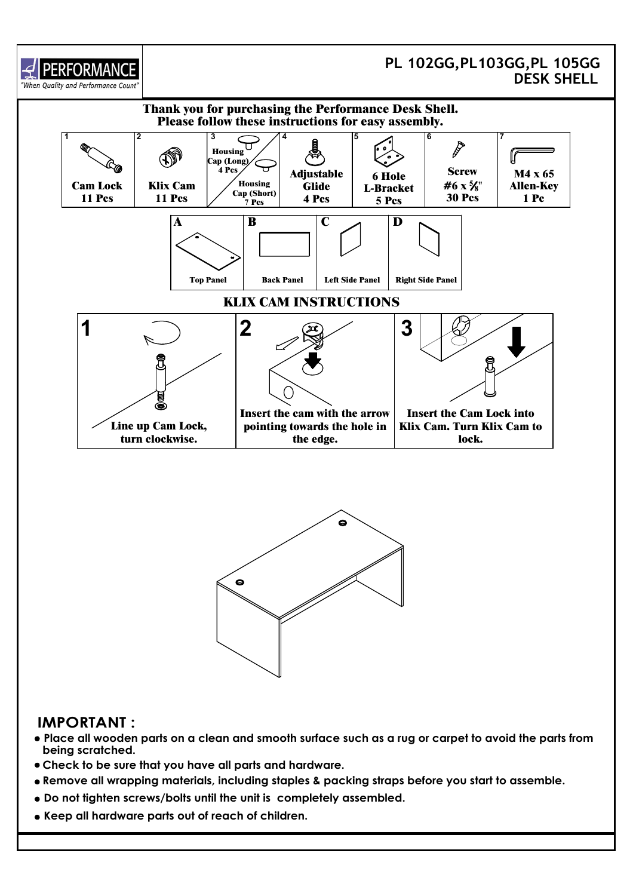PERFORMANCE

*"When Quality and Performance Count"*

# PL 102GG,PL103GG,PL 105GG DESK SHELL

**Thank you for purchasing the Performance Desk Shell.**
**Please follow these instructions for easy assembly.**

| 1 | 2 | 3 | 4 | 5 | 6 | 7 |
|---|---|---|---|---|---|---|
| Cam Lock 11 Pcs | Klix Cam 11 Pcs | Housing Cap (Long) 4 Pcs / Housing Cap (Short) 7 Pcs | Adjustable Glide 4 Pcs | 6 Hole L-Bracket 5 Pcs | Screw #6 x 5/8" 30 Pcs | M4 x 65 Allen-Key 1 Pc |

| A | B | C | D |
|---|---|---|---|
| Top Panel | Back Panel | Left Side Panel | Right Side Panel |

## KLIX CAM INSTRUCTIONS

1. Line up Cam Lock, turn clockwise.
2. Insert the cam with the arrow pointing towards the hole in the edge.
3. Insert the Cam Lock into Klix Cam. Turn Klix Cam to lock.

## IMPORTANT :

- Place all wooden parts on a clean and smooth surface such as a rug or carpet to avoid the parts from being scratched.
- Check to be sure that you have all parts and hardware.
- Remove all wrapping materials, including staples & packing straps before you start to assemble.
- Do not tighten screws/bolts until the unit is completely assembled.
- Keep all hardware parts out of reach of children.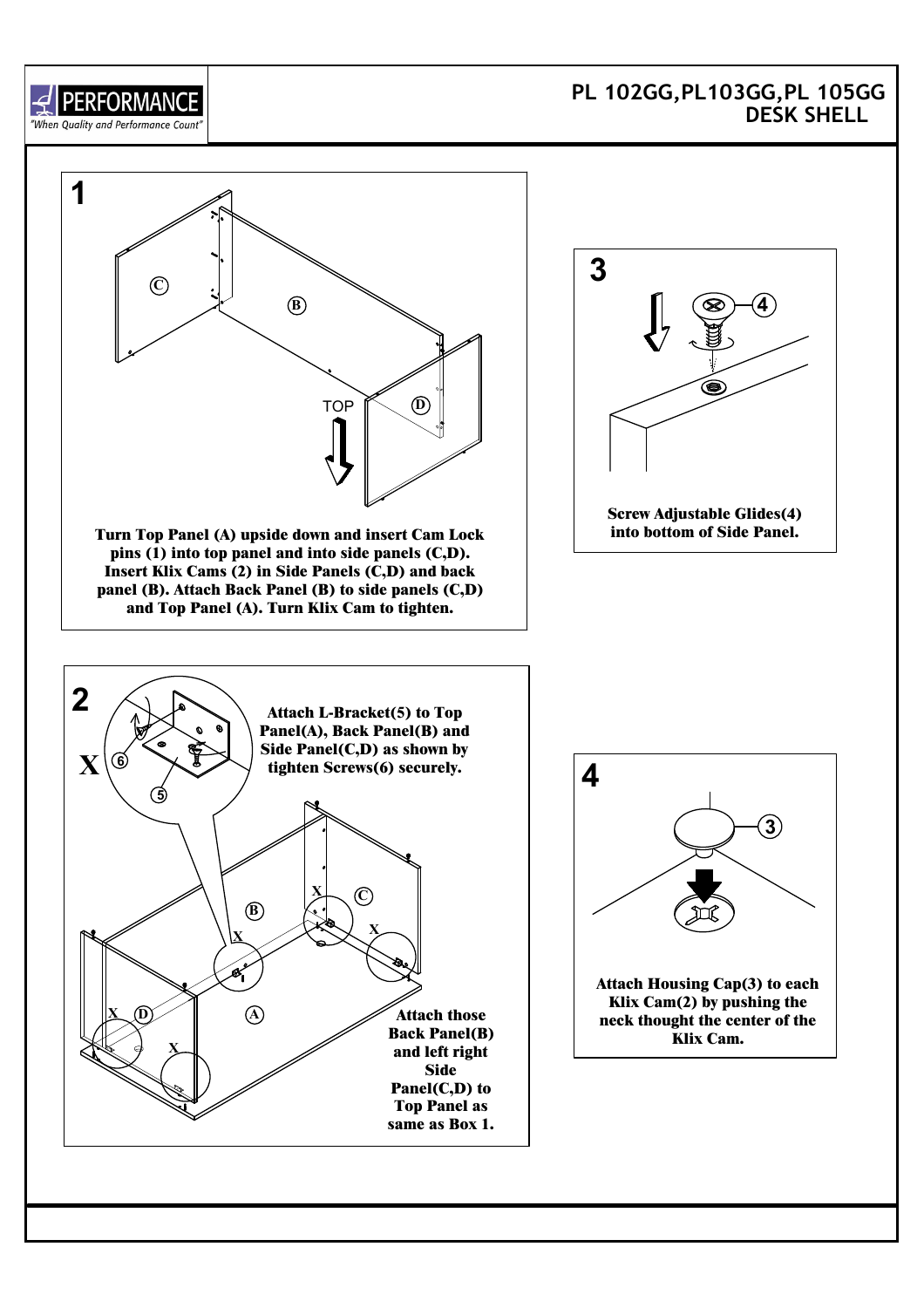# PL 102GG,PL103GG,PL 105GG DESK SHELL

## 1

C

B

TOP

D

**Turn Top Panel (A) upside down and insert Cam Lock pins (1) into top panel and into side panels (C,D). Insert Klix Cams (2) in Side Panels (C,D) and back panel (B). Attach Back Panel (B) to side panels (C,D) and Top Panel (A). Turn Klix Cam to tighten.**

## 2

X

6

5

**Attach L-Bracket(5) to Top Panel(A), Back Panel(B) and Side Panel(C,D) as shown by tighten Screws(6) securely.**

B

C

X

X

X

D

X

A

X

**Attach those Back Panel(B) and left right Side Panel(C,D) to Top Panel as same as Box 1.**

## 3

4

**Screw Adjustable Glides(4) into bottom of Side Panel.**

## 4

3

**Attach Housing Cap(3) to each Klix Cam(2) by pushing the neck thought the center of the Klix Cam.**